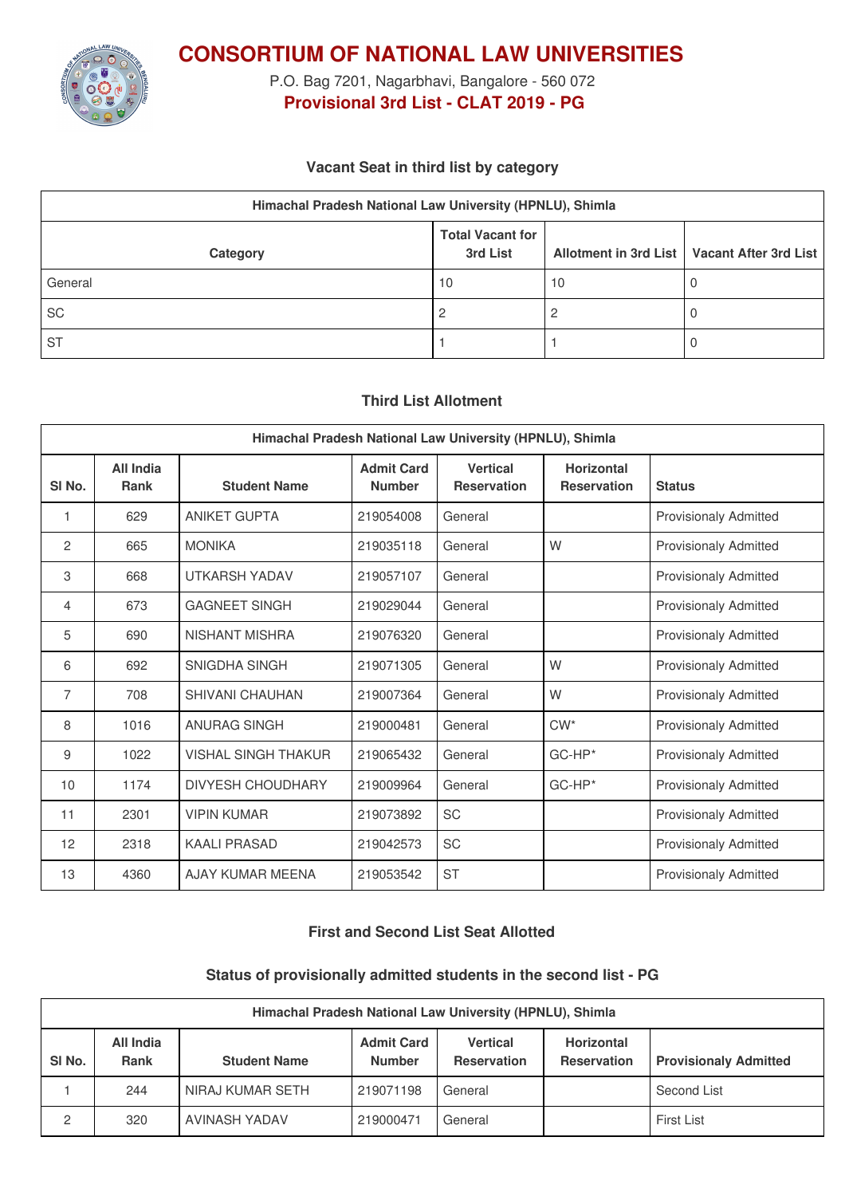# CONSORTIUM OF NATIONAL LAW UNIVERSITIES

P.O. Bag 7201, Nagarbhavi, Bangalore - 560 072

## Provisional 3rd List - CLAT 2019 - PG

### Vacant Seat in third list by category

| Himachal Pradesh National Law University (HPNLU), Shimla | | | |
|---|---|---|---|
| **Category** | **Total Vacant for 3rd List** | **Allotment in 3rd List** | **Vacant After 3rd List** |
| General | 10 | 10 | 0 |
| SC | 2 | 2 | 0 |
| ST | 1 | 1 | 0 |

### Third List Allotment

| Himachal Pradesh National Law University (HPNLU), Shimla | | | | | | |
|---|---|---|---|---|---|---|
| **Sl No.** | **All India Rank** | **Student Name** | **Admit Card Number** | **Vertical Reservation** | **Horizontal Reservation** | **Status** |
| 1 | 629 | ANIKET GUPTA | 219054008 | General | | Provisionaly Admitted |
| 2 | 665 | MONIKA | 219035118 | General | W | Provisionaly Admitted |
| 3 | 668 | UTKARSH YADAV | 219057107 | General | | Provisionaly Admitted |
| 4 | 673 | GAGNEET SINGH | 219029044 | General | | Provisionaly Admitted |
| 5 | 690 | NISHANT MISHRA | 219076320 | General | | Provisionaly Admitted |
| 6 | 692 | SNIGDHA SINGH | 219071305 | General | W | Provisionaly Admitted |
| 7 | 708 | SHIVANI CHAUHAN | 219007364 | General | W | Provisionaly Admitted |
| 8 | 1016 | ANURAG SINGH | 219000481 | General | CW* | Provisionaly Admitted |
| 9 | 1022 | VISHAL SINGH THAKUR | 219065432 | General | GC-HP* | Provisionaly Admitted |
| 10 | 1174 | DIVYESH CHOUDHARY | 219009964 | General | GC-HP* | Provisionaly Admitted |
| 11 | 2301 | VIPIN KUMAR | 219073892 | SC | | Provisionaly Admitted |
| 12 | 2318 | KAALI PRASAD | 219042573 | SC | | Provisionaly Admitted |
| 13 | 4360 | AJAY KUMAR MEENA | 219053542 | ST | | Provisionaly Admitted |

### First and Second List Seat Allotted

### Status of provisionally admitted students in the second list - PG

| Himachal Pradesh National Law University (HPNLU), Shimla | | | | | | |
|---|---|---|---|---|---|---|
| **Sl No.** | **All India Rank** | **Student Name** | **Admit Card Number** | **Vertical Reservation** | **Horizontal Reservation** | **Provisionally Admitted** |
| 1 | 244 | NIRAJ KUMAR SETH | 219071198 | General | | Second List |
| 2 | 320 | AVINASH YADAV | 219000471 | General | | First List |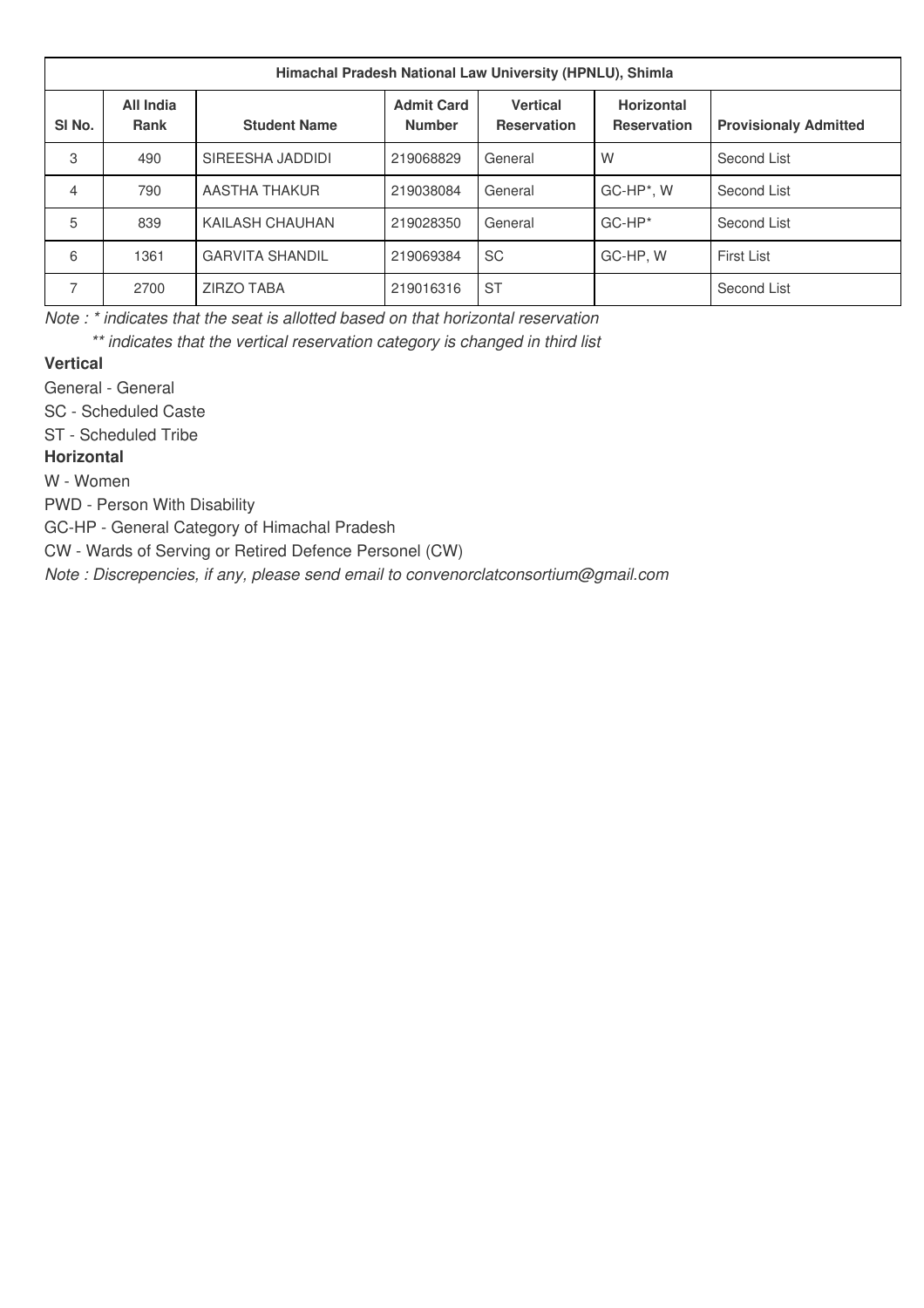| Himachal Pradesh National Law University (HPNLU), Shimla | | | | | | |
|---|---|---|---|---|---|---|
| Sl No. | All India Rank | Student Name | Admit Card Number | Vertical Reservation | Horizontal Reservation | Provisionaly Admitted |
| 3 | 490 | SIREESHA JADDIDI | 219068829 | General | W | Second List |
| 4 | 790 | AASTHA THAKUR | 219038084 | General | GC-HP*, W | Second List |
| 5 | 839 | KAILASH CHAUHAN | 219028350 | General | GC-HP* | Second List |
| 6 | 1361 | GARVITA SHANDIL | 219069384 | SC | GC-HP, W | First List |
| 7 | 2700 | ZIRZO TABA | 219016316 | ST | | Second List |

*Note : * indicates that the seat is allotted based on that horizontal reservation*

*** indicates that the vertical reservation category is changed in third list*

**Vertical**

General - General

SC - Scheduled Caste

ST - Scheduled Tribe

**Horizontal**

W - Women

PWD - Person With Disability

GC-HP - General Category of Himachal Pradesh

CW - Wards of Serving or Retired Defence Personel (CW)

*Note : Discrepencies, if any, please send email to convenorclatconsortium@gmail.com*